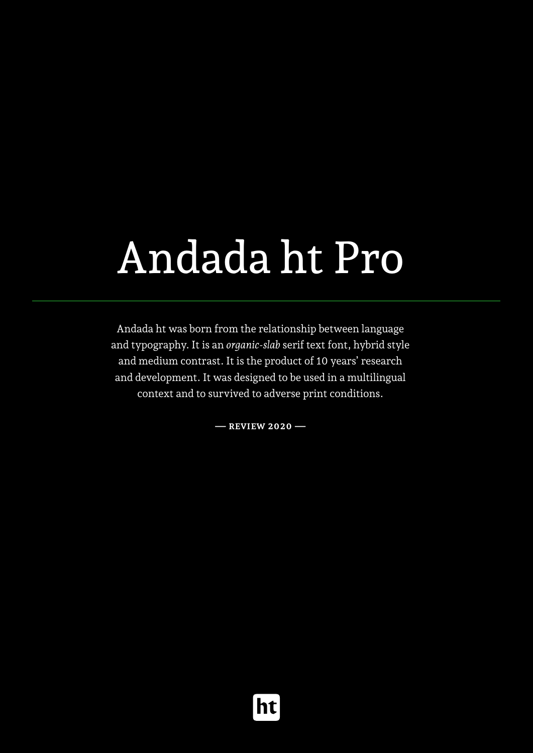# Andada ht Pro

---

Andada ht was born from the relationship between language and typography. It is an *organic-slab* serif text font, hybrid style and medium contrast. It is the product of 10 years' research and development. It was designed to be used in a multilingual context and to survived to adverse print conditions.

**— REVIEW 2020 —**

ht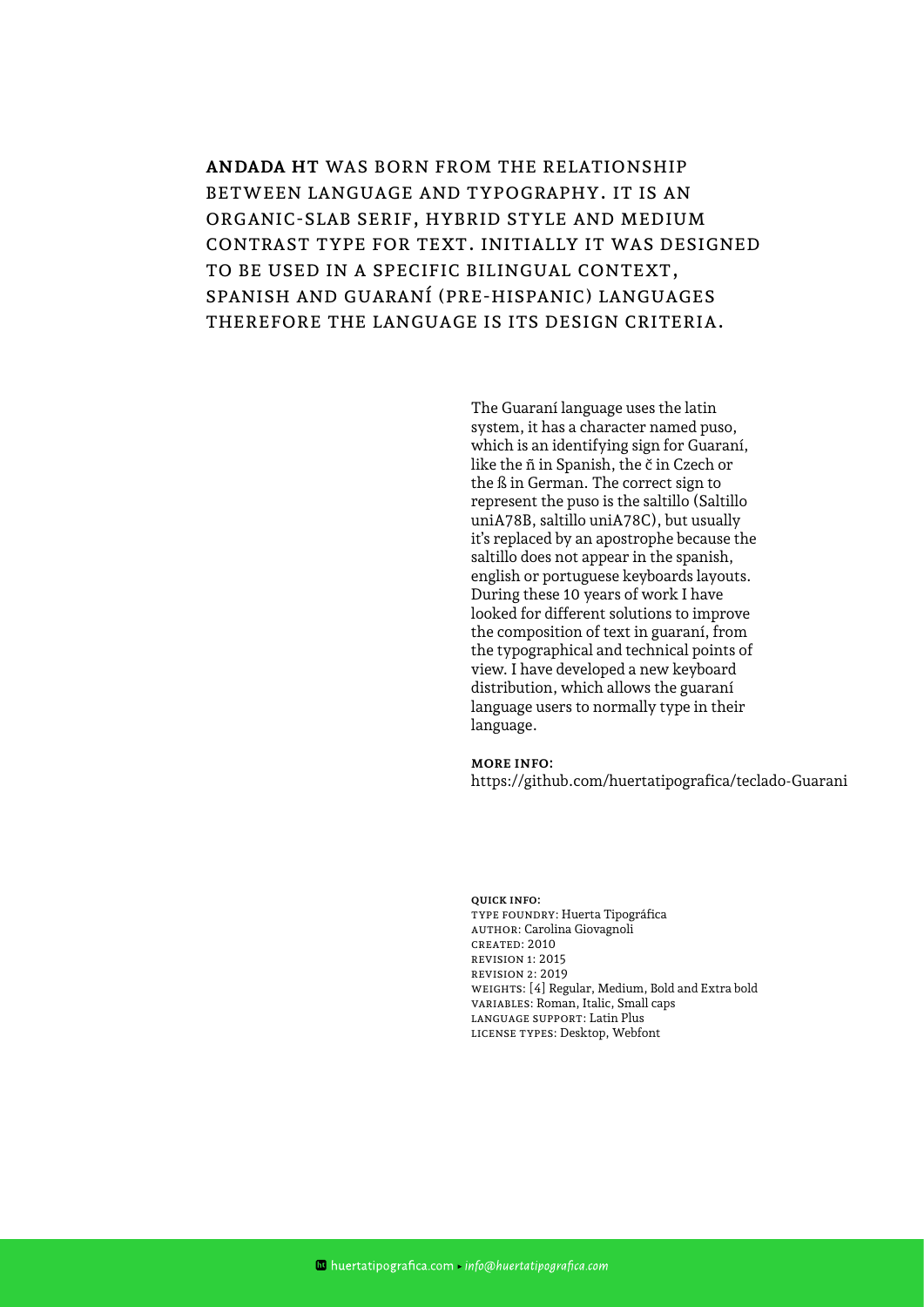**ANDADA HT** WAS BORN FROM THE RELATIONSHIP BETWEEN LANGUAGE AND TYPOGRAPHY. IT IS AN ORGANIC-SLAB SERIF, HYBRID STYLE AND MEDIUM CONTRAST TYPE FOR TEXT. INITIALLY IT WAS DESIGNED TO BE USED IN A SPECIFIC BILINGUAL CONTEXT, SPANISH AND GUARANÍ (PRE-HISPANIC) LANGUAGES THEREFORE THE LANGUAGE IS ITS DESIGN CRITERIA.

The Guaraní language uses the latin system, it has a character named puso, which is an identifying sign for Guaraní, like the ñ in Spanish, the č in Czech or the ß in German. The correct sign to represent the puso is the saltillo (Saltillo uniA78B, saltillo uniA78C), but usually it's replaced by an apostrophe because the saltillo does not appear in the spanish, english or portuguese keyboards layouts. During these 10 years of work I have looked for different solutions to improve the composition of text in guaraní, from the typographical and technical points of view. I have developed a new keyboard distribution, which allows the guaraní language users to normally type in their language.

**MORE INFO:**
https://github.com/huertatipografica/teclado-Guarani

**QUICK INFO:**
TYPE FOUNDRY: Huerta Tipográfica
AUTHOR: Carolina Giovagnoli
CREATED: 2010
REVISION 1: 2015
REVISION 2: 2019
WEIGHTS: [4] Regular, Medium, Bold and Extra bold
VARIABLES: Roman, Italic, Small caps
LANGUAGE SUPPORT: Latin Plus
LICENSE TYPES: Desktop, Webfont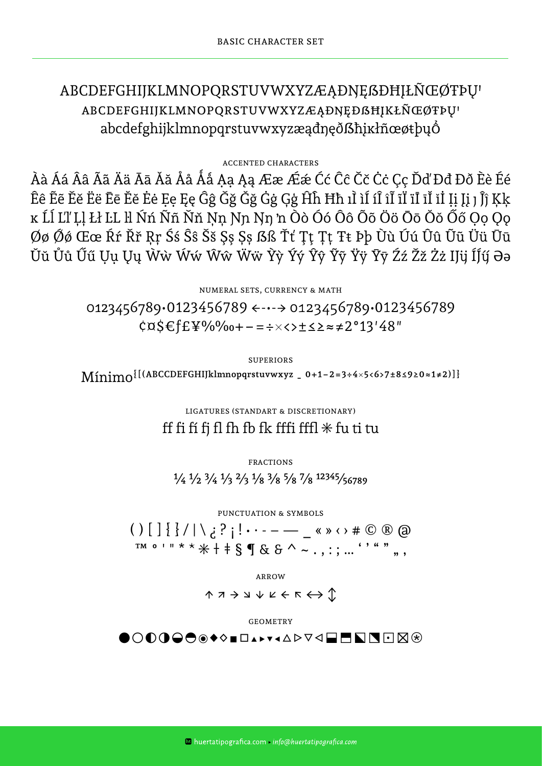## BASIC CHARACTER SET

ABCDEFGHIJKLMNOPQRSTUVWXYZÆĄĐŊĘẞÐĦĮŁÑŒØŦÞŲʼ

ABCDEFGHIJKLMNOPQRSTUVWXYZÆĄĐŊĘÐẞĦĮKŁÑŒØŦÞŲʼ

abcdefghijklmnopqrstuvwxyzæąđŋęðßħįĸłñœøŧþųổ

## ACCENTED CHARACTERS

Àà Áá Ââ Ãã Ää Āā Ăă Åå Ǻǻ Ạạ Ąą Ææ Ǽǽ Ćć Ĉĉ Čč Ċċ Çç Ďď Đđ Ðð Èè Éé Êê Ẽẽ Ěě Ëë Ēē Ĕĕ Ėė Ẹẹ Ęę Ĝĝ Ğğ Ǧǧ Ġġ Ģģ Ĥĥ Ħħ ıÌ ìÍ íÎ îĨ ĩÏ ïĪ īĬ ĭİ Įį Įį ȷ Ĵĵ Ķķ ĸ Ĺĺ Ľľ Ļļ Łł L·L l·l Ńń Ññ Ňň Ņņ Ŋŋ Ŋŋ ŉ Òò Óó Ôô Õõ Öö Ōō Ŏŏ Őő Ọọ Ǫǫ Øø Ǿǿ Œœ Ŕŕ Řř Ŗŗ Śś Ŝŝ Šš Şş Șș ẞß Ťť Ţţ Țț Ŧŧ Þþ Ùù Úú Ûû Ũũ Üü Ūū Ŭŭ Ůů Űű Ụụ Ųų Ẁẁ Ẃẃ Ŵŵ Ẅẅ Ỳỳ Ýý Ŷŷ Ỹỹ Ÿÿ Ȳȳ Źź Žž Żż Ĳĳ Íj́íj́ Əə

## NUMERAL SETS, CURRENCY & MATH

0123456789·0123456789 ←·-·→ 0123456789·0123456789

¢¤$€ƒ£¥%‰+−=÷×<>±≤≥≈≠2°13′48″

## SUPERIORS

Mínimo{[(ABCCDEFGHIJklmnopqrstuvwxyz _ 0+1−2=3÷4×5<6>7±8≤9≥0≈1≠2)]}

## LIGATURES (STANDART & DISCRETIONARY)

ff fi fí fj fl fh fb fk ffi ffl ⁕ fu ti tu

## FRACTIONS

¼ ½ ¾ ⅓ ⅔ ⅛ ⅜ ⅝ ⅞ 12345/56789

## PUNCTUATION & SYMBOLS

( ) [ ] { } / | \ ¿ ? ¡ ! • · - – — _ « » ‹ › # © ® @

™ º ' " * * ⁕ † ‡ § ¶ & & ^ ~ . , : ; … ' ' " " „ ,

## ARROW

↑ ↗ → ↘ ↓ ↙ ← ↖ ↔ ↕

## GEOMETRY

● ○ ◐ ◑ ◒ ◓ ◉ ◆ ◇ ■ □ ▲ ► ▼ ◄ △ ▷ ▽ ◁ ⬓ ⬒ ◣ ◥ ⊡ ⊠ ⊛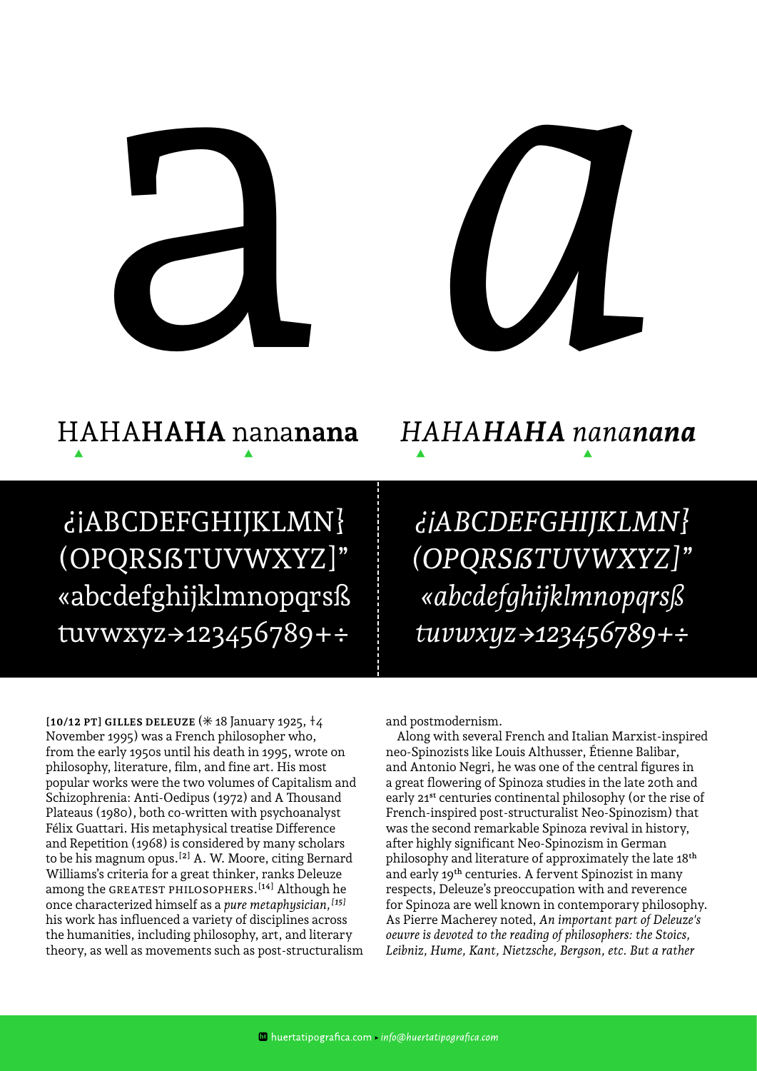a *a*

HAHA**HAHA** nana**nana** *HAHA**HAHA** nana**nana***

¿¡ABCDEFGHIJKLMN} (OPQRSẞTUVWXYZ]" «abcdefghijklmnopqrsß tuvwxyz→123456789+÷

*¿¡ABCDEFGHIJKLMN} (OPQRSẞTUVWXYZ]" «abcdefghijklmnopqrsß tuvwxyz→123456789+÷*

**[10/12 PT] GILLES DELEUZE** (✳ 18 January 1925, †4 November 1995) was a French philosopher who, from the early 1950s until his death in 1995, wrote on philosophy, literature, film, and fine art. His most popular works were the two volumes of Capitalism and Schizophrenia: Anti-Oedipus (1972) and A Thousand Plateaus (1980), both co-written with psychoanalyst Félix Guattari. His metaphysical treatise Difference and Repetition (1968) is considered by many scholars to be his magnum opus.[2] A. W. Moore, citing Bernard Williams's criteria for a great thinker, ranks Deleuze among the GREATEST PHILOSOPHERS.[14] Although he once characterized himself as a *pure metaphysician,*[15] his work has influenced a variety of disciplines across the humanities, including philosophy, art, and literary theory, as well as movements such as post-structuralism and postmodernism.

Along with several French and Italian Marxist-inspired neo-Spinozists like Louis Althusser, Étienne Balibar, and Antonio Negri, he was one of the central figures in a great flowering of Spinoza studies in the late 20th and early 21st centuries continental philosophy (or the rise of French-inspired post-structuralist Neo-Spinozism) that was the second remarkable Spinoza revival in history, after highly significant Neo-Spinozism in German philosophy and literature of approximately the late 18th and early 19th centuries. A fervent Spinozist in many respects, Deleuze's preoccupation with and reverence for Spinoza are well known in contemporary philosophy. As Pierre Macherey noted, *An important part of Deleuze's oeuvre is devoted to the reading of philosophers: the Stoics, Leibniz, Hume, Kant, Nietzsche, Bergson, etc. But a rather*

huertatipografica.com ▸ *info@huertatipografica.com*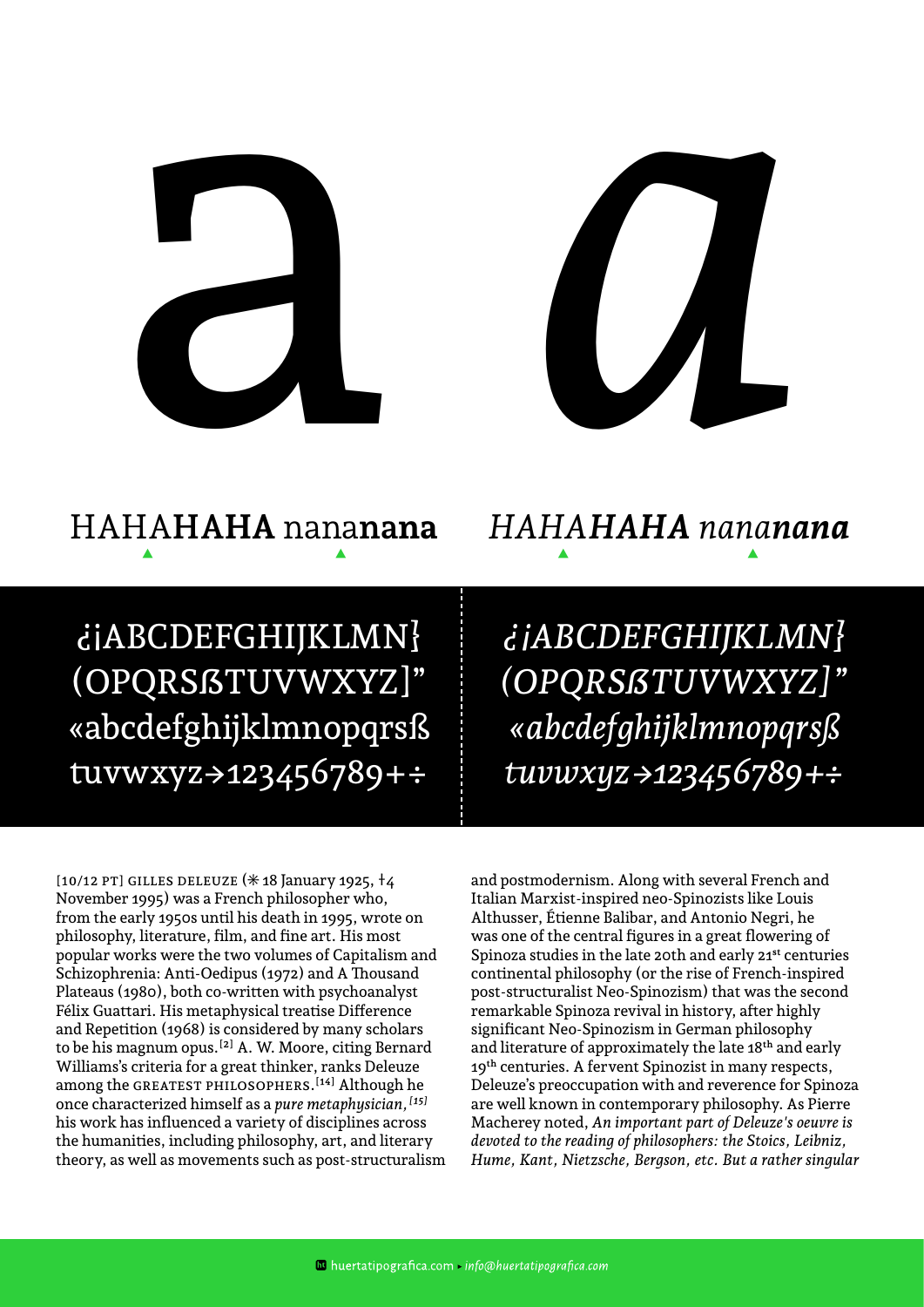a *a*

HAHA**HAHA** nana**nana** *HAHA**HAHA** nana**nana***

¿¡ABCDEFGHIJKLMN}
(OPQRSẞTUVWXYZ]"
«abcdefghijklmnopqrsß
tuvwxyz→123456789+÷

*¿¡ABCDEFGHIJKLMN}*
*(OPQRSẞTUVWXYZ]"*
*«abcdefghijklmnopqrsß*
*tuvwxyz→123456789+÷*

[10/12 PT] GILLES DELEUZE (✳ 18 January 1925, †4 November 1995) was a French philosopher who, from the early 1950s until his death in 1995, wrote on philosophy, literature, film, and fine art. His most popular works were the two volumes of Capitalism and Schizophrenia: Anti-Oedipus (1972) and A Thousand Plateaus (1980), both co-written with psychoanalyst Félix Guattari. His metaphysical treatise Difference and Repetition (1968) is considered by many scholars to be his magnum opus.[2] A. W. Moore, citing Bernard Williams's criteria for a great thinker, ranks Deleuze among the GREATEST PHILOSOPHERS.[14] Although he once characterized himself as a *pure metaphysician,*[15] his work has influenced a variety of disciplines across the humanities, including philosophy, art, and literary theory, as well as movements such as post-structuralism and postmodernism. Along with several French and Italian Marxist-inspired neo-Spinozists like Louis Althusser, Étienne Balibar, and Antonio Negri, he was one of the central figures in a great flowering of Spinoza studies in the late 20th and early 21st centuries continental philosophy (or the rise of French-inspired post-structuralist Neo-Spinozism) that was the second remarkable Spinoza revival in history, after highly significant Neo-Spinozism in German philosophy and literature of approximately the late 18th and early 19th centuries. A fervent Spinozist in many respects, Deleuze's preoccupation with and reverence for Spinoza are well known in contemporary philosophy. As Pierre Macherey noted, *An important part of Deleuze's oeuvre is devoted to the reading of philosophers: the Stoics, Leibniz, Hume, Kant, Nietzsche, Bergson, etc. But a rather singular*

huertatipografica.com ▸ *info@huertatipografica.com*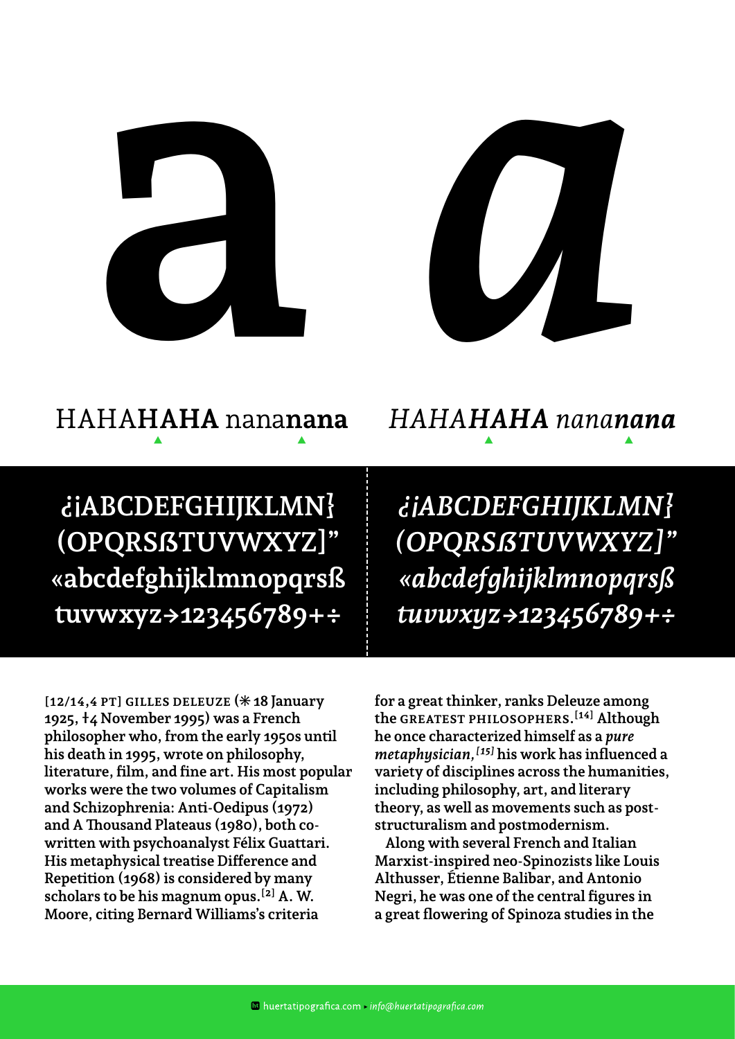a *a*

HAHA**HAHA** nana**nana** *HAHA**HAHA** nana**nana***

¿¡ABCDEFGHIJKLMN}
(OPQRSẞTUVWXYZ]”
«abcdefghijklmnopqrsß
tuvwxyz→123456789+÷

*¿¡ABCDEFGHIJKLMN}
(OPQRSẞTUVWXYZ]”
«abcdefghijklmnopqrsß
tuvwxyz→123456789+÷*

[12/14,4 PT] GILLES DELEUZE (✳ 18 January 1925, † 4 November 1995) was a French philosopher who, from the early 1950s until his death in 1995, wrote on philosophy, literature, film, and fine art. His most popular works were the two volumes of Capitalism and Schizophrenia: Anti-Oedipus (1972) and A Thousand Plateaus (1980), both co-written with psychoanalyst Félix Guattari. His metaphysical treatise Difference and Repetition (1968) is considered by many scholars to be his magnum opus.[2] A. W. Moore, citing Bernard Williams's criteria for a great thinker, ranks Deleuze among the GREATEST PHILOSOPHERS.[14] Although he once characterized himself as a *pure metaphysician,[15]* his work has influenced a variety of disciplines across the humanities, including philosophy, art, and literary theory, as well as movements such as post-structuralism and postmodernism.

Along with several French and Italian Marxist-inspired neo-Spinozists like Louis Althusser, Étienne Balibar, and Antonio Negri, he was one of the central figures in a great flowering of Spinoza studies in the

huertatipografica.com ▸ *info@huertatipografica.com*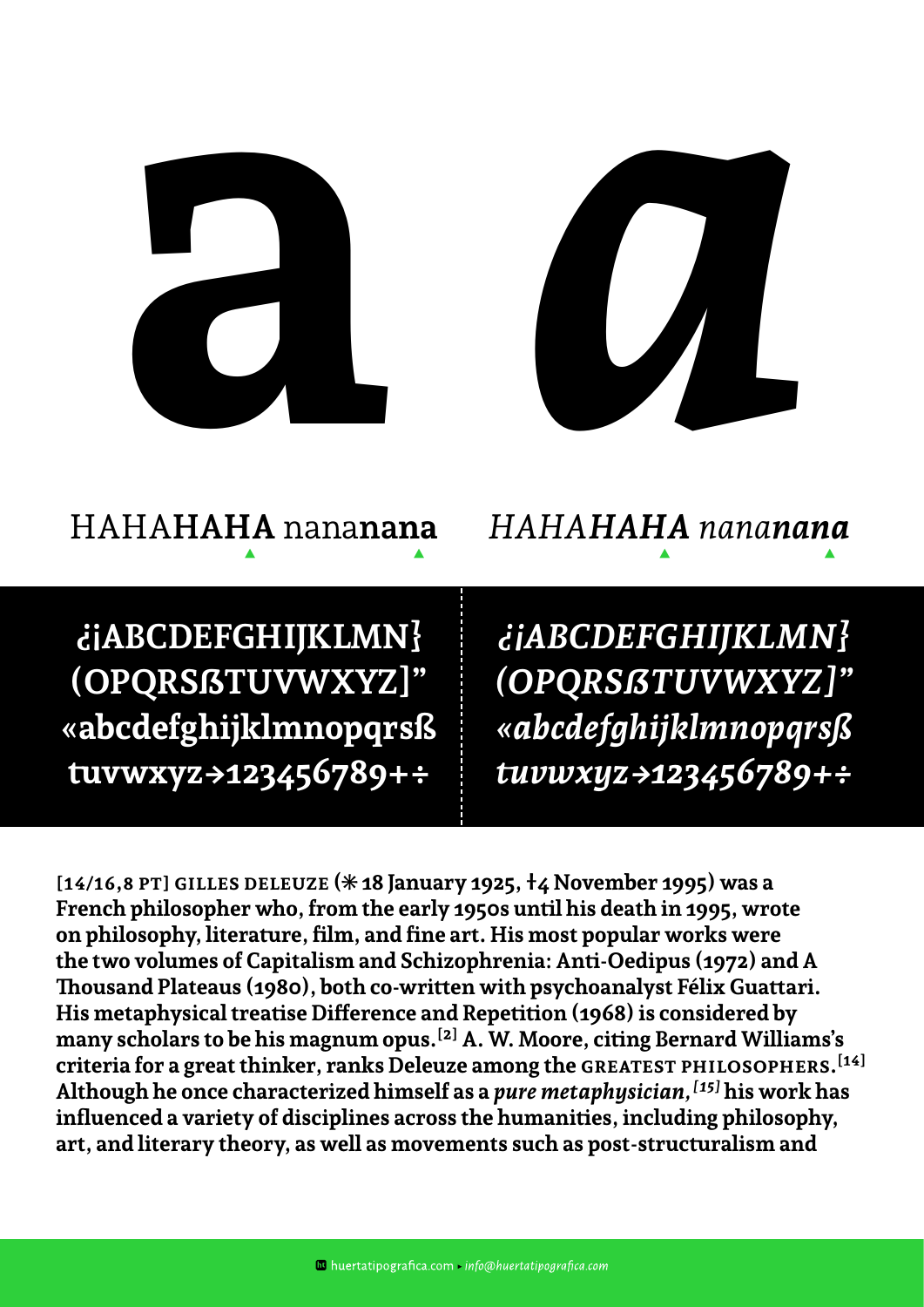a *a*

HAHA**HAHA** nana**nana** *HAHA**HAHA** nana**nana***

**¿¡ABCDEFGHIJKLMN}**
**(OPQRSẞTUVWXYZ]”**
**«abcdefghijklmnopqrsß**
**tuvwxyz→123456789+÷**

***¿¡ABCDEFGHIJKLMN}***
***(OPQRSẞTUVWXYZ]”***
***«abcdefghijklmnopqrsß***
***tuvwxyz→123456789+÷***

**[14/16,8 PT] GILLES DELEUZE (✳ 18 January 1925, †4 November 1995) was a French philosopher who, from the early 1950s until his death in 1995, wrote on philosophy, literature, film, and fine art. His most popular works were the two volumes of Capitalism and Schizophrenia: Anti-Oedipus (1972) and A Thousand Plateaus (1980), both co-written with psychoanalyst Félix Guattari. His metaphysical treatise Difference and Repetition (1968) is considered by many scholars to be his magnum opus.[2] A. W. Moore, citing Bernard Williams's criteria for a great thinker, ranks Deleuze among the GREATEST PHILOSOPHERS.[14] Although he once characterized himself as a *pure metaphysician,[15]* his work has influenced a variety of disciplines across the humanities, including philosophy, art, and literary theory, as well as movements such as post-structuralism and**

huertatipografica.com ▸ *info@huertatipografica.com*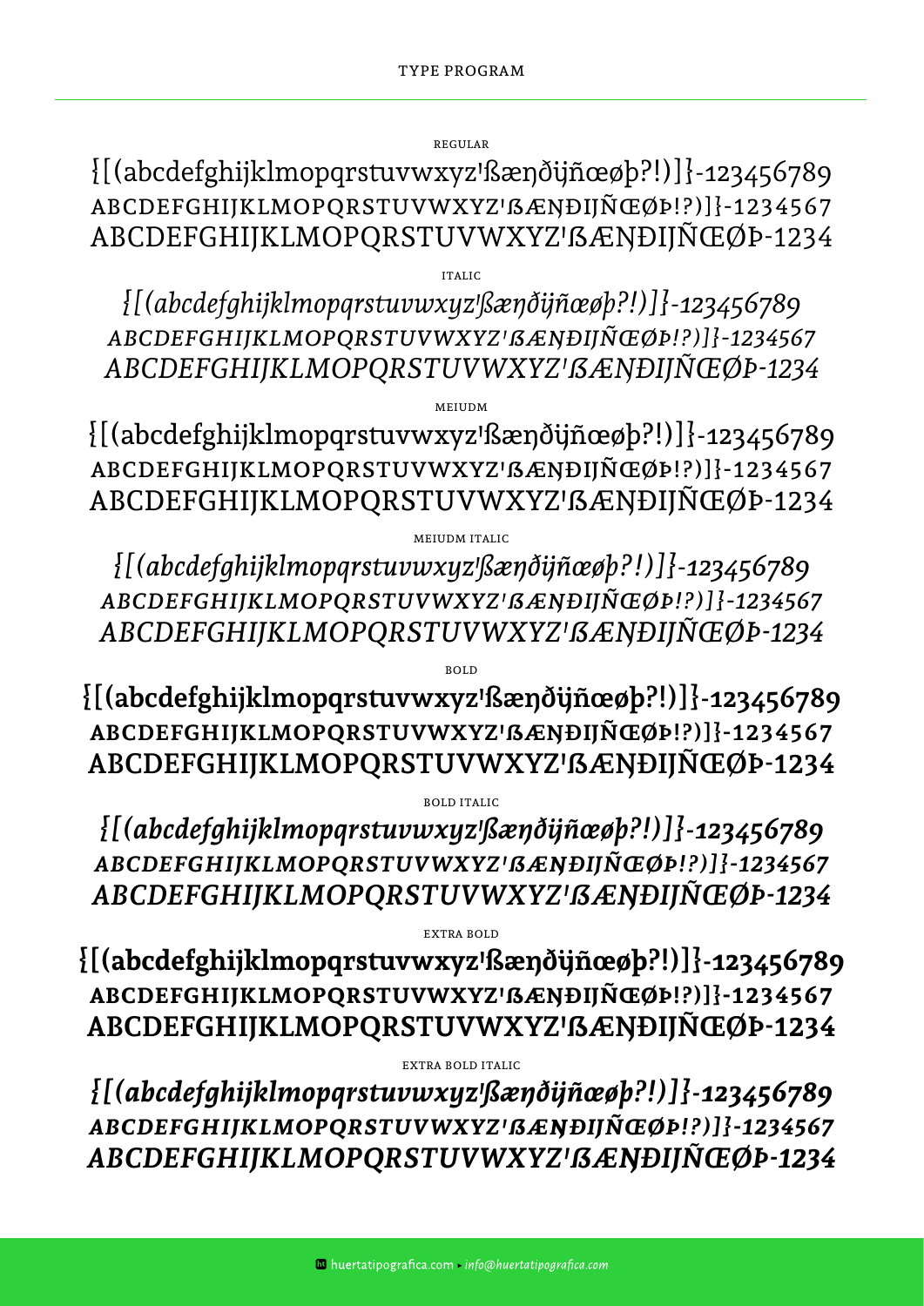TYPE PROGRAM

REGULAR

{[(abcdefghijklmopqrstuvwxyz'ßæŋðĳñœøþ?!)]}-123456789
ABCDEFGHIJKLMOPQRSTUVWXYZ'ßÆŊÐĲÑŒØÞ!?)]}-1234567
ABCDEFGHIJKLMOPQRSTUVWXYZ'ßÆŊÐĲÑŒØÞ-1234

ITALIC

*{[(abcdefghijklmopqrstuvwxyz'ßæŋðĳñœøþ?!)]}-123456789*
*ABCDEFGHIJKLMOPQRSTUVWXYZ'ßÆŊÐĲÑŒØÞ!?)]}-1234567*
*ABCDEFGHIJKLMOPQRSTUVWXYZ'ßÆŊÐĲÑŒØÞ-1234*

MEIUDM

{[(abcdefghijklmopqrstuvwxyz'ßæŋðĳñœøþ?!)]}-123456789
ABCDEFGHIJKLMOPQRSTUVWXYZ'ßÆŊÐĲÑŒØÞ!?)]}-1234567
ABCDEFGHIJKLMOPQRSTUVWXYZ'ßÆŊÐĲÑŒØÞ-1234

MEIUDM ITALIC

*{[(abcdefghijklmopqrstuvwxyz'ßæŋðĳñœøþ?!)]}-123456789*
*ABCDEFGHIJKLMOPQRSTUVWXYZ'ßÆŊÐĲÑŒØÞ!?)]}-1234567*
*ABCDEFGHIJKLMOPQRSTUVWXYZ'ßÆŊÐĲÑŒØÞ-1234*

BOLD

**{[(abcdefghijklmopqrstuvwxyz'ßæŋðĳñœøþ?!)]}-123456789**
**ABCDEFGHIJKLMOPQRSTUVWXYZ'ßÆŊÐĲÑŒØÞ!?)]}-1234567**
**ABCDEFGHIJKLMOPQRSTUVWXYZ'ßÆŊÐĲÑŒØÞ-1234**

BOLD ITALIC

***{[(abcdefghijklmopqrstuvwxyz'ßæŋðĳñœøþ?!)]}-123456789***
***ABCDEFGHIJKLMOPQRSTUVWXYZ'ßÆŊÐĲÑŒØÞ!?)]}-1234567***
***ABCDEFGHIJKLMOPQRSTUVWXYZ'ßÆŊÐĲÑŒØÞ-1234***

EXTRA BOLD

**{[(abcdefghijklmopqrstuvwxyz'ßæŋðĳñœøþ?!)]}-123456789**
**ABCDEFGHIJKLMOPQRSTUVWXYZ'ßÆŊÐĲÑŒØÞ!?)]}-1234567**
**ABCDEFGHIJKLMOPQRSTUVWXYZ'ßÆŊÐĲÑŒØÞ-1234**

EXTRA BOLD ITALIC

***{[(abcdefghijklmopqrstuvwxyz'ßæŋðĳñœøþ?!)]}-123456789***
***ABCDEFGHIJKLMOPQRSTUVWXYZ'ßÆŊÐĲÑŒØÞ!?)]}-1234567***
***ABCDEFGHIJKLMOPQRSTUVWXYZ'ßÆŊÐĲÑŒØÞ-1234***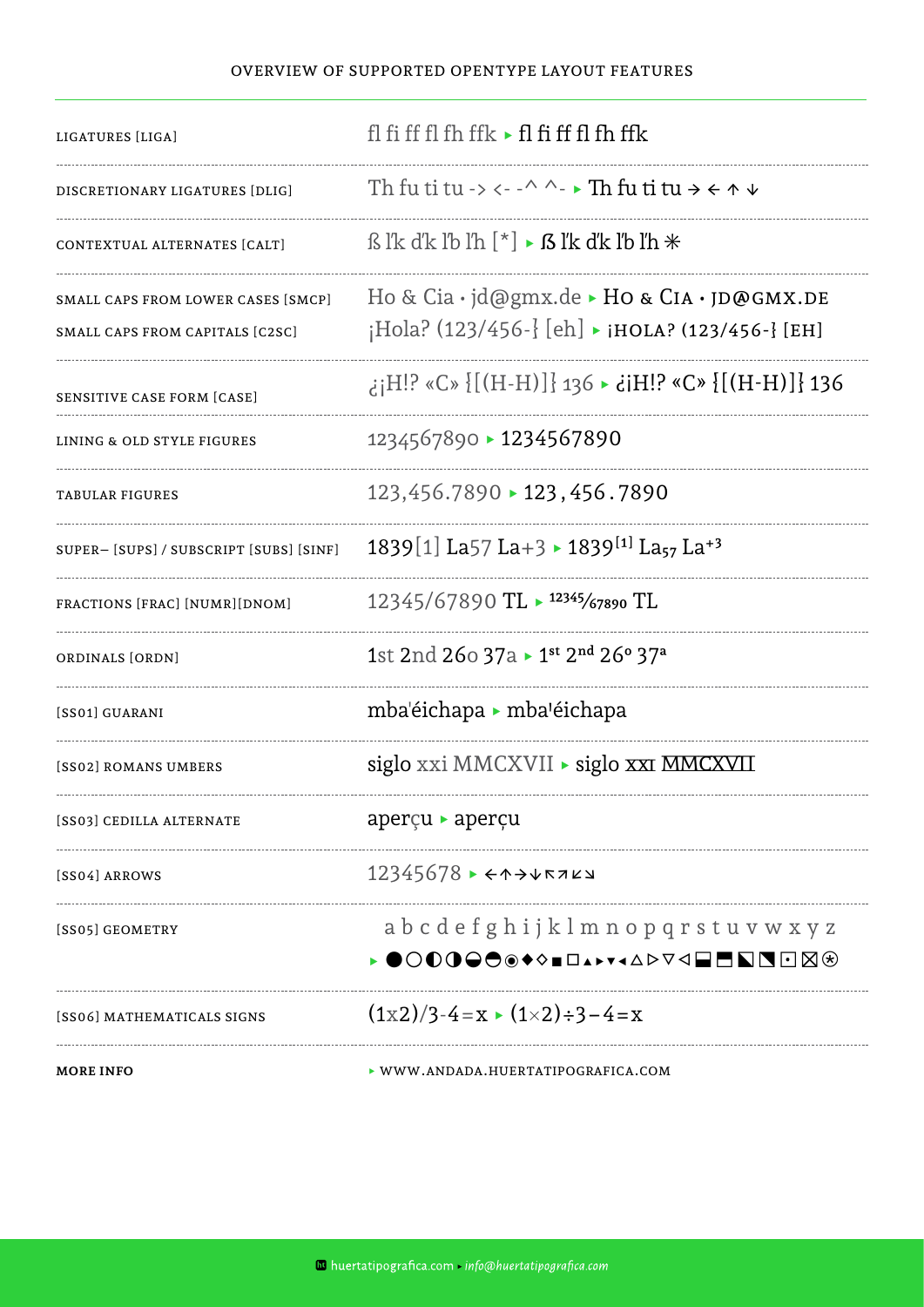# OVERVIEW OF SUPPORTED OPENTYPE LAYOUT FEATURES

| | |
|---|---|
| LIGATURES [LIGA] | fl fi ff fl fh ffk ▸ fl fi ff fl fh ffk |
| DISCRETIONARY LIGATURES [DLIG] | Th fu ti tu -> <- -^ ^- ▸ Th fu ti tu → ← ↑ ↓ |
| CONTEXTUAL ALTERNATES [CALT] | ß l'k d'k l'b l'h [*] ▸ ß l'k d'k l'b l'h ✳ |
| SMALL CAPS FROM LOWER CASES [SMCP] | Ho & Cia · jd@gmx.de ▸ HO & CIA · JD@GMX.DE |
| SMALL CAPS FROM CAPITALS [C2SC] | ¡Hola? (123/456-} [eh] ▸ ¡HOLA? (123/456-} [EH] |
| SENSITIVE CASE FORM [CASE] | ¿¡H!? «C» {[(H-H)]} 136 ▸ ¿¡H!? «C» {[(H-H)]} 136 |
| LINING & OLD STYLE FIGURES | 1234567890 ▸ 1234567890 |
| TABULAR FIGURES | 123,456.7890 ▸ 123,456.7890 |
| SUPER– [SUPS] / SUBSCRIPT [SUBS] [SINF] | 1839[1] La57 La+3 ▸ 1839[1] $La_{57}$ $La^{+3}$ |
| FRACTIONS [FRAC] [NUMR][DNOM] | 12345/67890 TL ▸ 12345⁄67890 TL |
| ORDINALS [ORDN] | 1st 2nd 26o 37a ▸ 1st 2nd 26º 37ª |
| [SS01] GUARANI | mba'éichapa ▸ mba'éichapa |
| [SS02] ROMANS UMBERS | siglo xxi MMCXVII ▸ siglo XXI MMCXVII |
| [SS03] CEDILLA ALTERNATE | aperçu ▸ aperçu |
| [SS04] ARROWS | 12345678 ▸ ←↑→↓↖↗↙↘ |
| [SS05] GEOMETRY | a b c d e f g h i j k l m n o p q r s t u v w x y z ▸ ●○◐◑◒◓◉◆◇■□▲▶▼◀△▷▽◁⬓⬒◣◥⊡⊠⊛ |
| [SS06] MATHEMATICALS SIGNS | (1x2)/3-4=x ▸ (1×2)÷3−4=x |
| **MORE INFO** | ▸ WWW.ANDADA.HUERTATIPOGRAFICA.COM |

huertatipografica.com ▸ *info@huertatipografica.com*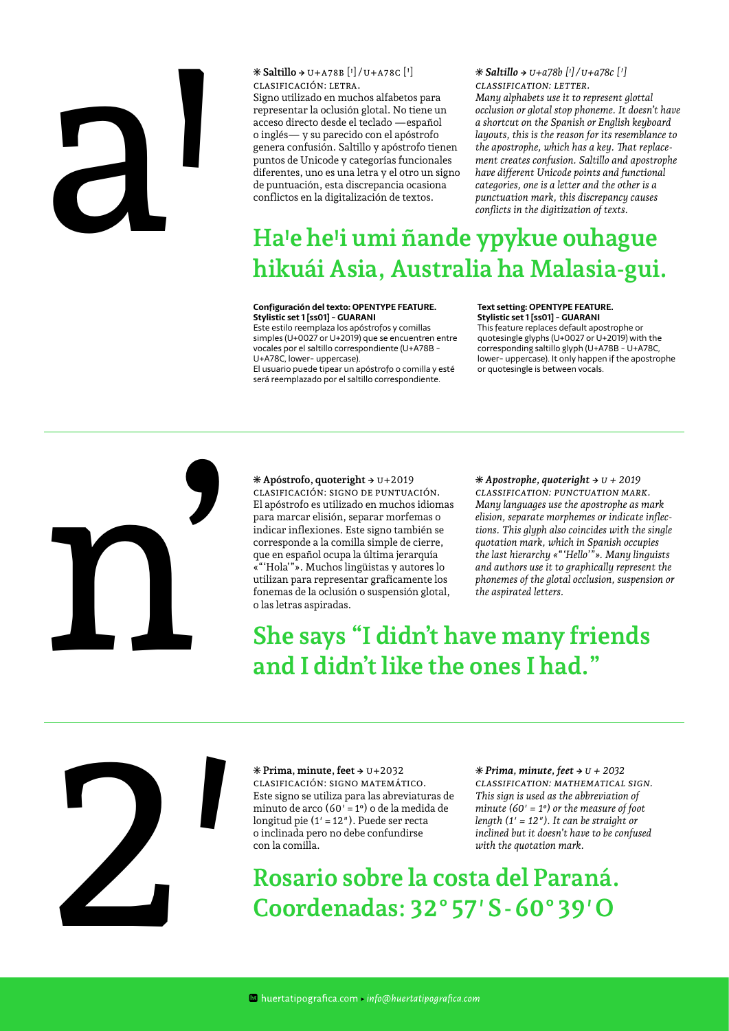aꞌ

**✳ Saltillo → U+A78B [Ꞌ] / U+A78C [ꞌ]**
CLASIFICACIÓN: LETRA.
Signo utilizado en muchos alfabetos para representar la oclusión glotal. No tiene un acceso directo desde el teclado —español o inglés— y su parecido con el apóstrofo genera confusión. Saltillo y apóstrofo tienen puntos de Unicode y categorías funcionales diferentes, uno es una letra y el otro un signo de puntuación, esta discrepancia ocasiona conflictos en la digitalización de textos.

***✳ Saltillo → U+a78b [Ꞌ] / U+a78c [ꞌ]***
*CLASSIFICATION: LETTER.*
*Many alphabets use it to represent glottal occlusion or glotal stop phoneme. It doesn't have a shortcut on the Spanish or English keyboard layouts, this is the reason for its resemblance to the apostrophe, which has a key. That replacement creates confusion. Saltillo and apostrophe have different Unicode points and functional categories, one is a letter and the other is a punctuation mark, this discrepancy causes conflicts in the digitization of texts.*

## Haꞌe heꞌi umi ñande ypykue ouhague hikuái Asia, Australia ha Malasia-gui.

**Configuración del texto: OPENTYPE FEATURE. Stylistic set 1 [ss01] - GUARANI**
Este estilo reemplaza los apóstrofos y comillas simples (U+0027 or U+2019) que se encuentren entre vocales por el saltillo correspondiente (U+A78B - U+A78C, lower- uppercase).
El usuario puede tipear un apóstrofo o comilla y esté será reemplazado por el saltillo correspondiente.

**Text setting: OPENTYPE FEATURE. Stylistic set 1 [ss01] - GUARANI**
This feature replaces default apostrophe or quotesingle glyphs (U+0027 or U+2019) with the corresponding saltillo glyph (U+A78B - U+A78C, lower- uppercase). It only happen if the apostrophe or quotesingle is between vocals.

---

n’

**✳ Apóstrofo, quoteright → U+2019**
CLASIFICACIÓN: SIGNO DE PUNTUACIÓN.
El apóstrofo es utilizado en muchos idiomas para marcar elisión, separar morfemas o indicar inflexiones. Este signo también se corresponde a la comilla simple de cierre, que en español ocupa la última jerarquía «“‘Hola’”». Muchos lingüistas y autores lo utilizan para representar gráficamente los fonemas de la oclusión o suspensión glotal, o las letras aspiradas.

***✳ Apostrophe, quoteright → U + 2019***
*CLASSIFICATION: PUNCTUATION MARK.*
*Many languages use the apostrophe as mark elision, separate morphemes or indicate inflections. This glyph also coincides with the single quotation mark, which in Spanish occupies the last hierarchy «“‘Hello’”». Many linguists and authors use it to graphically represent the phonemes of the glotal occlusion, suspension or the aspirated letters.*

## She says “I didn’t have many friends and I didn’t like the ones I had.”

---

2′

**✳ Prima, minute, feet → U+2032**
CLASIFICACIÓN: SIGNO MATEMÁTICO.
Este signo se utiliza para las abreviaturas de minuto de arco (60′ = 1º) o de la medida de longitud pie (1′ = 12″). Puede ser recta o inclinada pero no debe confundirse con la comilla.

***✳ Prima, minute, feet → U + 2032***
*CLASSIFICATION: MATHEMATICAL SIGN.*
*This sign is used as the abbreviation of minute of arc (60′ = 1º) or the measure of foot length (1′ = 12″). It can be straight or inclined but it doesn't have to be confused with the quotation mark.*

## Rosario sobre la costa del Paraná. Coordenadas: 32° 57′ S - 60° 39′ O

huertatipografica.com ▸ *info@huertatipografica.com*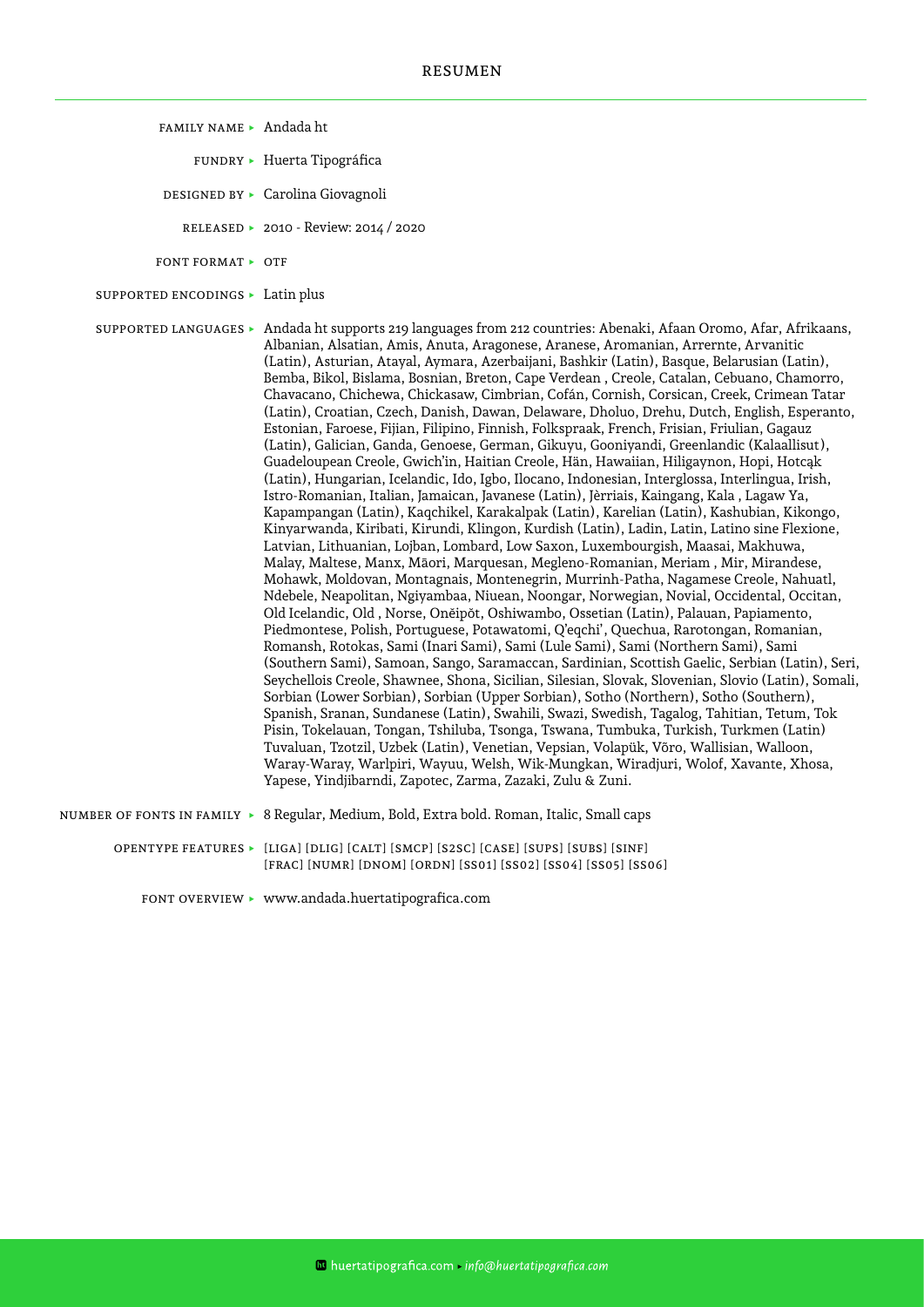# RESUMEN

**FAMILY NAME** ▸ Andada ht

**FUNDRY** ▸ Huerta Tipográfica

**DESIGNED BY** ▸ Carolina Giovagnoli

**RELEASED** ▸ 2010 - Review: 2014 / 2020

**FONT FORMAT** ▸ OTF

**SUPPORTED ENCODINGS** ▸ Latin plus

**SUPPORTED LANGUAGES** ▸ Andada ht supports 219 languages from 212 countries: Abenaki, Afaan Oromo, Afar, Afrikaans, Albanian, Alsatian, Amis, Anuta, Aragonese, Aranese, Aromanian, Arrernte, Arvanitic (Latin), Asturian, Atayal, Aymara, Azerbaijani, Bashkir (Latin), Basque, Belarusian (Latin), Bemba, Bikol, Bislama, Bosnian, Breton, Cape Verdean , Creole, Catalan, Cebuano, Chamorro, Chavacano, Chichewa, Chickasaw, Cimbrian, Cofán, Cornish, Corsican, Creek, Crimean Tatar (Latin), Croatian, Czech, Danish, Dawan, Delaware, Dholuo, Drehu, Dutch, English, Esperanto, Estonian, Faroese, Fijian, Filipino, Finnish, Folkspraak, French, Frisian, Friulian, Gagauz (Latin), Galician, Ganda, Genoese, German, Gikuyu, Gooniyandi, Greenlandic (Kalaallisut), Guadeloupean Creole, Gwich'in, Haitian Creole, Hän, Hawaiian, Hiligaynon, Hopi, Hotcąk (Latin), Hungarian, Icelandic, Ido, Igbo, Ilocano, Indonesian, Interglossa, Interlingua, Irish, Istro-Romanian, Italian, Jamaican, Javanese (Latin), Jèrriais, Kaingang, Kala , Lagaw Ya, Kapampangan (Latin), Kaqchikel, Karakalpak (Latin), Karelian (Latin), Kashubian, Kikongo, Kinyarwanda, Kiribati, Kirundi, Klingon, Kurdish (Latin), Ladin, Latin, Latino sine Flexione, Latvian, Lithuanian, Lojban, Lombard, Low Saxon, Luxembourgish, Maasai, Makhuwa, Malay, Maltese, Manx, Māori, Marquesan, Megleno-Romanian, Meriam , Mir, Mirandese, Mohawk, Moldovan, Montagnais, Montenegrin, Murrinh-Patha, Nagamese Creole, Nahuatl, Ndebele, Neapolitan, Ngiyambaa, Niuean, Noongar, Norwegian, Novial, Occidental, Occitan, Old Icelandic, Old , Norse, Onĕipŏt, Oshiwambo, Ossetian (Latin), Palauan, Papiamento, Piedmontese, Polish, Portuguese, Potawatomi, Q'eqchi', Quechua, Rarotongan, Romanian, Romansh, Rotokas, Sami (Inari Sami), Sami (Lule Sami), Sami (Northern Sami), Sami (Southern Sami), Samoan, Sango, Saramaccan, Sardinian, Scottish Gaelic, Serbian (Latin), Seri, Seychellois Creole, Shawnee, Shona, Sicilian, Silesian, Slovak, Slovenian, Slovio (Latin), Somali, Sorbian (Lower Sorbian), Sorbian (Upper Sorbian), Sotho (Northern), Sotho (Southern), Spanish, Sranan, Sundanese (Latin), Swahili, Swazi, Swedish, Tagalog, Tahitian, Tetum, Tok Pisin, Tokelauan, Tongan, Tshiluba, Tsonga, Tswana, Tumbuka, Turkish, Turkmen (Latin) Tuvaluan, Tzotzil, Uzbek (Latin), Venetian, Vepsian, Volapük, Võro, Wallisian, Walloon, Waray-Waray, Warlpiri, Wayuu, Welsh, Wik-Mungkan, Wiradjuri, Wolof, Xavante, Xhosa, Yapese, Yindjibarndi, Zapotec, Zarma, Zazaki, Zulu & Zuni.

**NUMBER OF FONTS IN FAMILY** ▸ 8 Regular, Medium, Bold, Extra bold. Roman, Italic, Small caps

**OPENTYPE FEATURES** ▸ [LIGA] [DLIG] [CALT] [SMCP] [S2SC] [CASE] [SUPS] [SUBS] [SINF] [FRAC] [NUMR] [DNOM] [ORDN] [SS01] [SS02] [SS04] [SS05] [SS06]

**FONT OVERVIEW** ▸ www.andada.huertatipografica.com

huertatipografica.com ▸ *info@huertatipografica.com*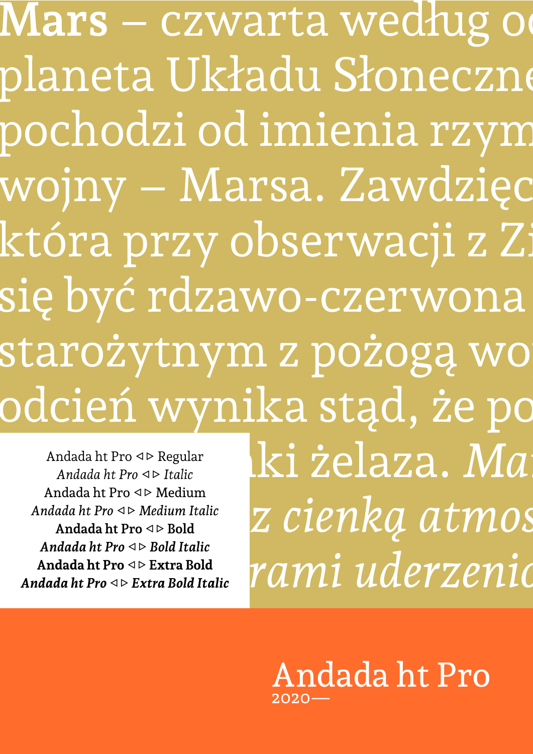**Mars** – czwarta według od
planeta Układu Słoneczne
pochodzi od imienia rzym
wojny – Marsa. Zawdzięc
która przy obserwacji z Zi
się być rdzawo-czerwona
starożytnym z pożogą wo
odcień wynika stąd, że po
ki żelaza. *Ma*
*z cienką atmos*
*rami uderzenia*

Andada ht Pro ◁ ▷ Regular
*Andada ht Pro ◁ ▷ Italic*
Andada ht Pro ◁ ▷ Medium
*Andada ht Pro ◁ ▷ Medium Italic*
**Andada ht Pro ◁ ▷ Bold**
***Andada ht Pro ◁ ▷ Bold Italic***
**Andada ht Pro ◁ ▷ Extra Bold**
***Andada ht Pro ◁ ▷ Extra Bold Italic***

Andada ht Pro
2020—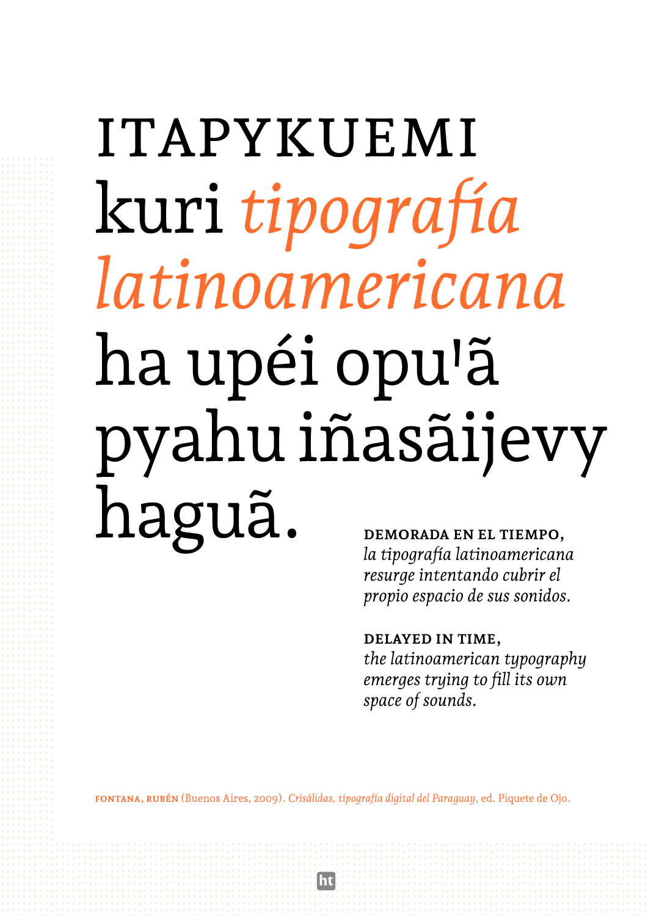# ITAPYKUEMI kuri *tipografía latinoamericana* ha upéi opu'ã pyahu iñasãijevy haguã.

**DEMORADA EN EL TIEMPO,**
*la tipografía latinoamericana resurge intentando cubrir el propio espacio de sus sonidos.*

**DELAYED IN TIME,**
*the latinoamerican typography emerges trying to fill its own space of sounds.*

**FONTANA, RUBÉN** (Buenos Aires, 2009). *Crisálidas, tipografía digital del Paraguay*, ed. Piquete de Ojo.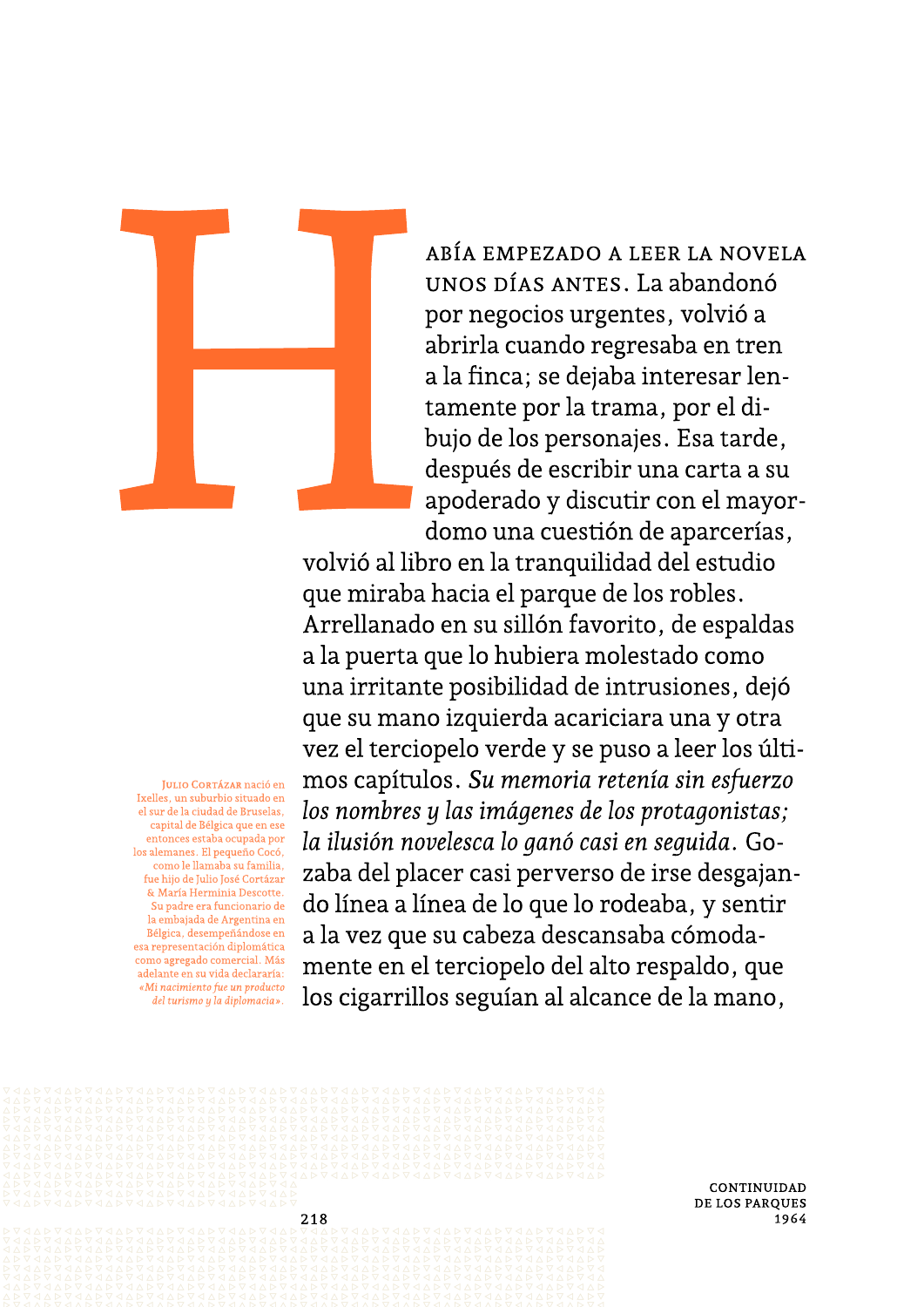HABÍA EMPEZADO A LEER LA NOVELA UNOS DÍAS ANTES. La abandonó por negocios urgentes, volvió a abrirla cuando regresaba en tren a la finca; se dejaba interesar lentamente por la trama, por el dibujo de los personajes. Esa tarde, después de escribir una carta a su apoderado y discutir con el mayordomo una cuestión de aparcerías, volvió al libro en la tranquilidad del estudio que miraba hacia el parque de los robles. Arrellanado en su sillón favorito, de espaldas a la puerta que lo hubiera molestado como una irritante posibilidad de intrusiones, dejó que su mano izquierda acariciara una y otra vez el terciopelo verde y se puso a leer los últimos capítulos. *Su memoria retenía sin esfuerzo los nombres y las imágenes de los protagonistas; la ilusión novelesca lo ganó casi en seguida.* Gozaba del placer casi perverso de irse desgajando línea a línea de lo que lo rodeaba, y sentir a la vez que su cabeza descansaba cómodamente en el terciopelo del alto respaldo, que los cigarrillos seguían al alcance de la mano,

JULIO CORTÁZAR nació en Ixelles, un suburbio situado en el sur de la ciudad de Bruselas, capital de Bélgica que en ese entonces estaba ocupada por los alemanes. El pequeño Cocó, como le llamaba su familia, fue hijo de Julio José Cortázar & María Herminia Descotte. Su padre era funcionario de la embajada de Argentina en Bélgica, desempeñándose en esa representación diplomática como agregado comercial. Más adelante en su vida declararía: *«Mi nacimiento fue un producto del turismo y la diplomacia».*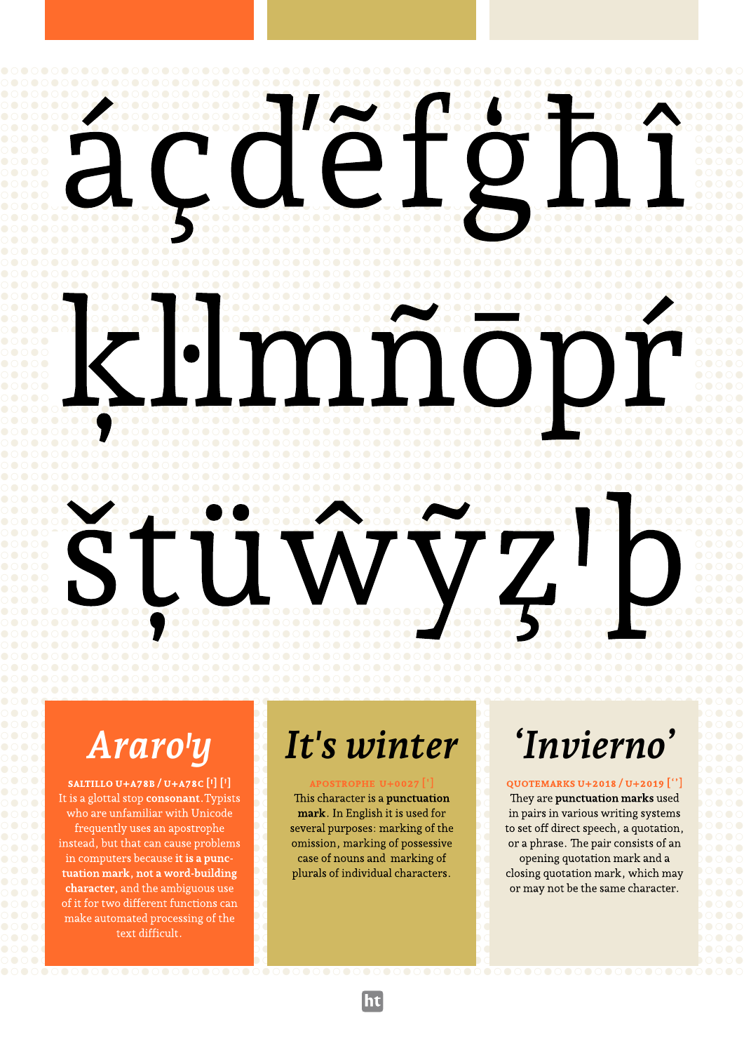# áçďẽfģħî

# ķŀlmñōpŕ

# šţüŵỹẓꞌþ

## *Araro'y*

**SALTILLO U+A78B / U+A78C** [Ꞌ] [ꞌ]
It is a glottal stop **consonant**. Typists who are unfamiliar with Unicode frequently uses an apostrophe instead, but that can cause problems in computers because **it is a punctuation mark, not a word-building character**, and the ambiguous use of it for two different functions can make automated processing of the text difficult.

## *It's winter*

**APOSTROPHE U+0027** [']
This character is a **punctuation mark**. In English it is used for several purposes: marking of the omission, marking of possessive case of nouns and marking of plurals of individual characters.

## *'Invierno'*

**QUOTEMARKS U+2018 / U+2019** [‘’]
They are **punctuation marks** used in pairs in various writing systems to set off direct speech, a quotation, or a phrase. The pair consists of an opening quotation mark and a closing quotation mark, which may or may not be the same character.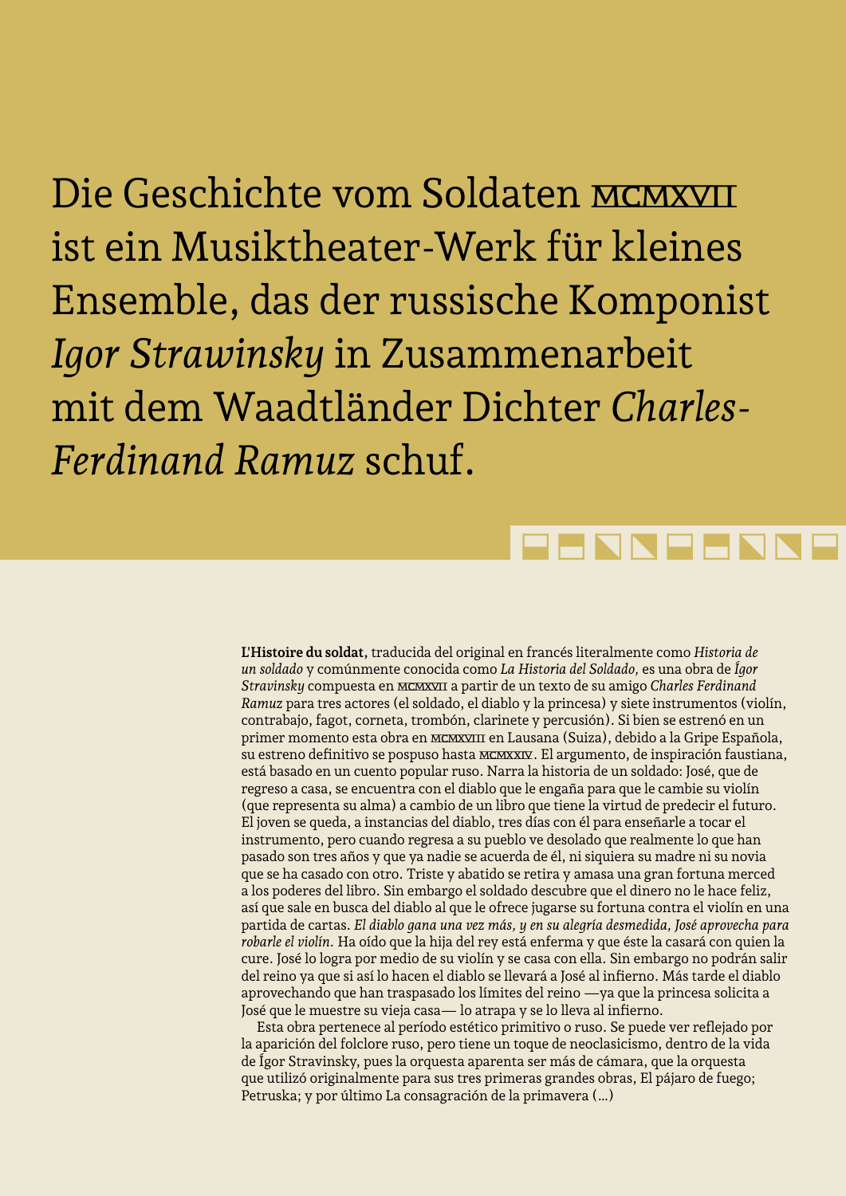Die Geschichte vom Soldaten MCMXVII ist ein Musiktheater-Werk für kleines Ensemble, das der russische Komponist *Igor Strawinsky* in Zusammenarbeit mit dem Waadtländer Dichter *Charles-Ferdinand Ramuz* schuf.

**L'Histoire du soldat**, traducida del original en francés literalmente como *Historia de un soldado* y comúnmente conocida como *La Historia del Soldado,* es una obra de *Ígor Stravinsky* compuesta en MCMXVII a partir de un texto de su amigo *Charles Ferdinand Ramuz* para tres actores (el soldado, el diablo y la princesa) y siete instrumentos (violín, contrabajo, fagot, corneta, trombón, clarinete y percusión). Si bien se estrenó en un primer momento esta obra en MCMXVIII en Lausana (Suiza), debido a la Gripe Española, su estreno definitivo se pospuso hasta MCMXXIV. El argumento, de inspiración faustiana, está basado en un cuento popular ruso. Narra la historia de un soldado: José, que de regreso a casa, se encuentra con el diablo que le engaña para que le cambie su violín (que representa su alma) a cambio de un libro que tiene la virtud de predecir el futuro. El joven se queda, a instancias del diablo, tres días con él para enseñarle a tocar el instrumento, pero cuando regresa a su pueblo ve desolado que realmente lo que han pasado son tres años y que ya nadie se acuerda de él, ni siquiera su madre ni su novia que se ha casado con otro. Triste y abatido se retira y amasa una gran fortuna merced a los poderes del libro. Sin embargo el soldado descubre que el dinero no le hace feliz, así que sale en busca del diablo al que le ofrece jugarse su fortuna contra el violín en una partida de cartas. *El diablo gana una vez más, y en su alegría desmedida, José aprovecha para robarle el violín.* Ha oído que la hija del rey está enferma y que éste la casará con quien la cure. José lo logra por medio de su violín y se casa con ella. Sin embargo no podrán salir del reino ya que si así lo hacen el diablo se llevará a José al infierno. Más tarde el diablo aprovechando que han traspasado los límites del reino —ya que la princesa solicita a José que le muestre su vieja casa— lo atrapa y se lo lleva al infierno.

Esta obra pertenece al período estético primitivo o ruso. Se puede ver reflejado por la aparición del folclore ruso, pero tiene un toque de neoclasicismo, dentro de la vida de Ígor Stravinsky, pues la orquesta aparenta ser más de cámara, que la orquesta que utilizó originalmente para sus tres primeras grandes obras, El pájaro de fuego; Petruska; y por último La consagración de la primavera (…)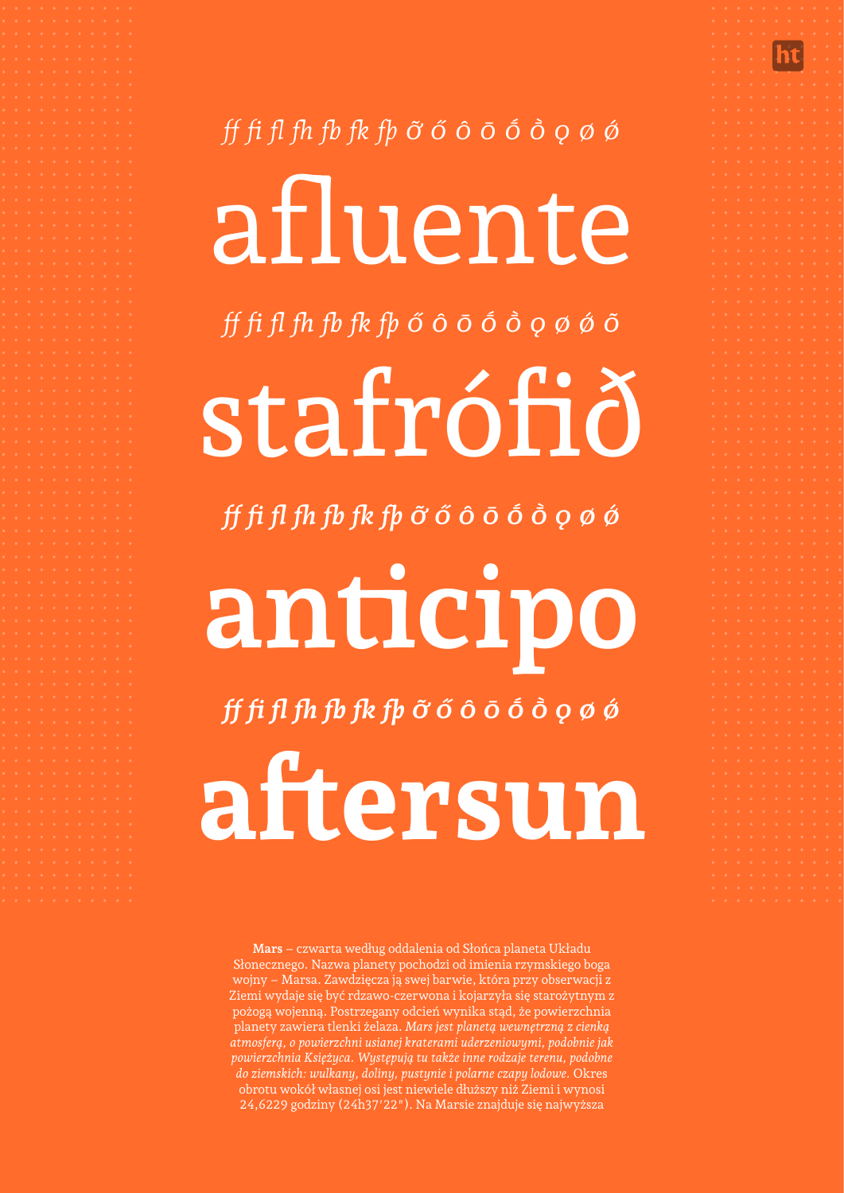*ff fi fl fh fb fk fþ ȭ ő ô ō ṓ ồ ǫ ø ǿ*

afluente

*ff fi fl fh fb fk fþ ő ô ō ṓ ồ ǫ ø ǿ ȭ*

stafrófið

***ff fi fl fh fb fk fþ ȭ ő ô ō ṓ ồ ǫ ø ǿ***

**anticipo**

***ff fi fl fh fb fk fþ ȭ ő ô ō ṓ ồ ǫ ø ǿ***

**aftersun**

**Mars** – czwarta według oddalenia od Słońca planeta Układu Słonecznego. Nazwa planety pochodzi od imienia rzymskiego boga wojny – Marsa. Zawdzięcza ją swej barwie, która przy obserwacji z Ziemi wydaje się być rdzawo-czerwona i kojarzyła się starożytnym z pożogą wojenną. Postrzegany odcień wynika stąd, że powierzchnia planety zawiera tlenki żelaza. *Mars jest planetą wewnętrzną z cienką atmosferą, o powierzchni usianej kraterami uderzeniowymi, podobnie jak powierzchnia Księżyca. Występują tu także inne rodzaje terenu, podobne do ziemskich: wulkany, doliny, pustynie i polarne czapy lodowe.* Okres obrotu wokół własnej osi jest niewiele dłuższy niż Ziemi i wynosi 24,6229 godziny (24h37′22″). Na Marsie znajduje się najwyższa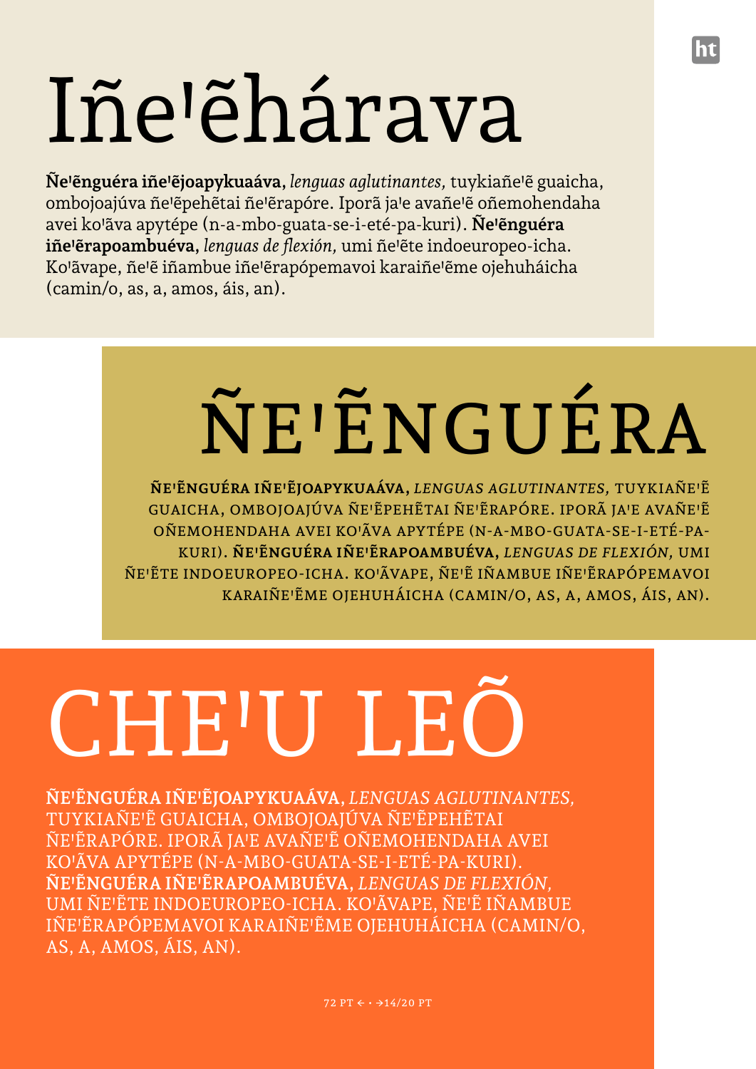# Iñeꞌẽhárava

**Ñeꞌẽnguéra iñeꞌẽjoapykuaáva,** *lenguas aglutinantes,* tuykiañeꞌẽ guaicha, ombojoajúva ñeꞌẽpehẽtai ñeꞌẽrapóre. Iporã jaꞌe avañeꞌẽ oñemohendaha avei koꞌãva apytépe (n-a-mbo-guata-se-i-eté-pa-kuri). **Ñeꞌẽnguéra iñeꞌẽrapoambuéva,** *lenguas de flexión,* umi ñeꞌẽte indoeuropeo-icha. Koꞌãvape, ñeꞌẽ iñambue iñeꞌẽrapópemavoi karaiñeꞌẽme ojehuháicha (camin/o, as, a, amos, áis, an).

# ÑEꞌẼNGUÉRA

**ÑEꞌẼNGUÉRA IÑEꞌẼJOAPYKUAÁVA,** *LENGUAS AGLUTINANTES,* TUYKIAÑEꞌẼ GUAICHA, OMBOJOAJÚVA ÑEꞌẼPEHẼTAI ÑEꞌẼRAPÓRE. IPORÃ JAꞌE AVAÑEꞌẼ OÑEMOHENDAHA AVEI KOꞌÃVA APYTÉPE (N-A-MBO-GUATA-SE-I-ETÉ-PA-KURI). **ÑEꞌẼNGUÉRA IÑEꞌẼRAPOAMBUÉVA,** *LENGUAS DE FLEXIÓN,* UMI ÑEꞌẼTE INDOEUROPEO-ICHA. KOꞌÃVAPE, ÑEꞌẼ IÑAMBUE IÑEꞌẼRAPÓPEMAVOI KARAIÑEꞌẼME OJEHUHÁICHA (CAMIN/O, AS, A, AMOS, ÁIS, AN).

# CHEꞌU LEÕ

**ÑEꞌẼNGUÉRA IÑEꞌẼJOAPYKUAÁVA,** *LENGUAS AGLUTINANTES,* TUYKIAÑEꞌẼ GUAICHA, OMBOJOAJÚVA ÑEꞌẼPEHẼTAI ÑEꞌẼRAPÓRE. IPORÃ JAꞌE AVAÑEꞌẼ OÑEMOHENDAHA AVEI KOꞌÃVA APYTÉPE (N-A-MBO-GUATA-SE-I-ETÉ-PA-KURI). **ÑEꞌẼNGUÉRA IÑEꞌẼRAPOAMBUÉVA,** *LENGUAS DE FLEXIÓN,* UMI ÑEꞌẼTE INDOEUROPEO-ICHA. KOꞌÃVAPE, ÑEꞌẼ IÑAMBUE IÑEꞌẼRAPÓPEMAVOI KARAIÑEꞌẼME OJEHUHÁICHA (CAMIN/O, AS, A, AMOS, ÁIS, AN).

72 PT ← · →14/20 PT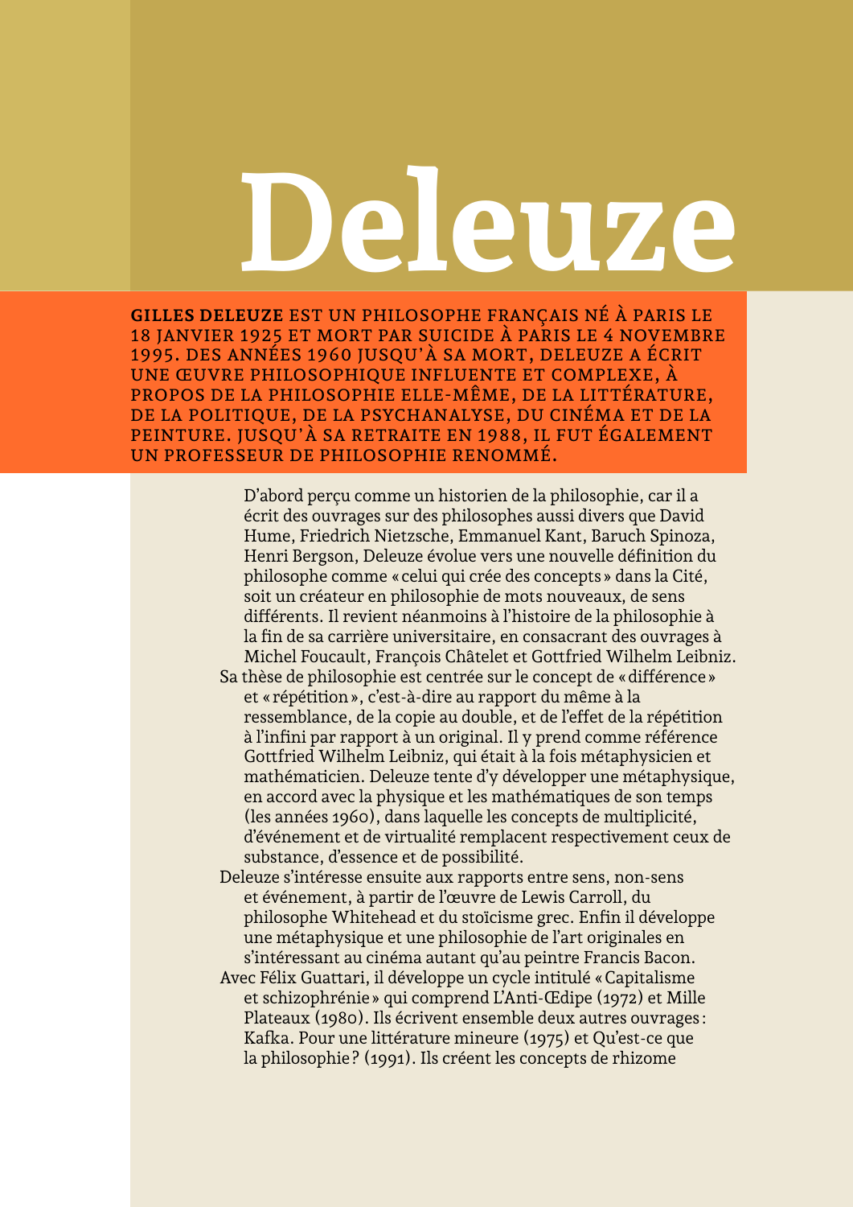# Deleuze

**GILLES DELEUZE** EST UN PHILOSOPHE FRANÇAIS NÉ À PARIS LE 18 JANVIER 1925 ET MORT PAR SUICIDE À PARIS LE 4 NOVEMBRE 1995. DES ANNÉES 1960 JUSQU'À SA MORT, DELEUZE A ÉCRIT UNE ŒUVRE PHILOSOPHIQUE INFLUENTE ET COMPLEXE, À PROPOS DE LA PHILOSOPHIE ELLE-MÊME, DE LA LITTÉRATURE, DE LA POLITIQUE, DE LA PSYCHANALYSE, DU CINÉMA ET DE LA PEINTURE. JUSQU'À SA RETRAITE EN 1988, IL FUT ÉGALEMENT UN PROFESSEUR DE PHILOSOPHIE RENOMMÉ.

D'abord perçu comme un historien de la philosophie, car il a écrit des ouvrages sur des philosophes aussi divers que David Hume, Friedrich Nietzsche, Emmanuel Kant, Baruch Spinoza, Henri Bergson, Deleuze évolue vers une nouvelle définition du philosophe comme « celui qui crée des concepts » dans la Cité, soit un créateur en philosophie de mots nouveaux, de sens différents. Il revient néanmoins à l'histoire de la philosophie à la fin de sa carrière universitaire, en consacrant des ouvrages à Michel Foucault, François Châtelet et Gottfried Wilhelm Leibniz.

Sa thèse de philosophie est centrée sur le concept de « différence » et « répétition », c'est-à-dire au rapport du même à la ressemblance, de la copie au double, et de l'effet de la répétition à l'infini par rapport à un original. Il y prend comme référence Gottfried Wilhelm Leibniz, qui était à la fois métaphysicien et mathématicien. Deleuze tente d'y développer une métaphysique, en accord avec la physique et les mathématiques de son temps (les années 1960), dans laquelle les concepts de multiplicité, d'événement et de virtualité remplacent respectivement ceux de substance, d'essence et de possibilité.

Deleuze s'intéresse ensuite aux rapports entre sens, non-sens et événement, à partir de l'œuvre de Lewis Carroll, du philosophe Whitehead et du stoïcisme grec. Enfin il développe une métaphysique et une philosophie de l'art originales en s'intéressant au cinéma autant qu'au peintre Francis Bacon.

Avec Félix Guattari, il développe un cycle intitulé « Capitalisme et schizophrénie » qui comprend L'Anti-Œdipe (1972) et Mille Plateaux (1980). Ils écrivent ensemble deux autres ouvrages : Kafka. Pour une littérature mineure (1975) et Qu'est-ce que la philosophie ? (1991). Ils créent les concepts de rhizome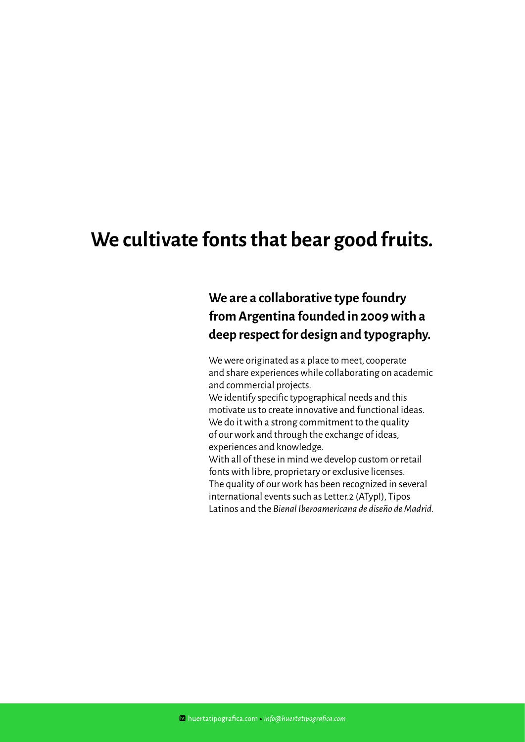# We cultivate fonts that bear good fruits.

## We are a collaborative type foundry from Argentina founded in 2009 with a deep respect for design and typography.

We were originated as a place to meet, cooperate and share experiences while collaborating on academic and commercial projects.
We identify specific typographical needs and this motivate us to create innovative and functional ideas.
We do it with a strong commitment to the quality of our work and through the exchange of ideas, experiences and knowledge.
With all of these in mind we develop custom or retail fonts with libre, proprietary or exclusive licenses.
The quality of our work has been recognized in several international events such as Letter.2 (ATypI), Tipos Latinos and the *Bienal Iberoamericana de diseño de Madrid*.

huertatipografica.com ▸ *info@huertatipografica.com*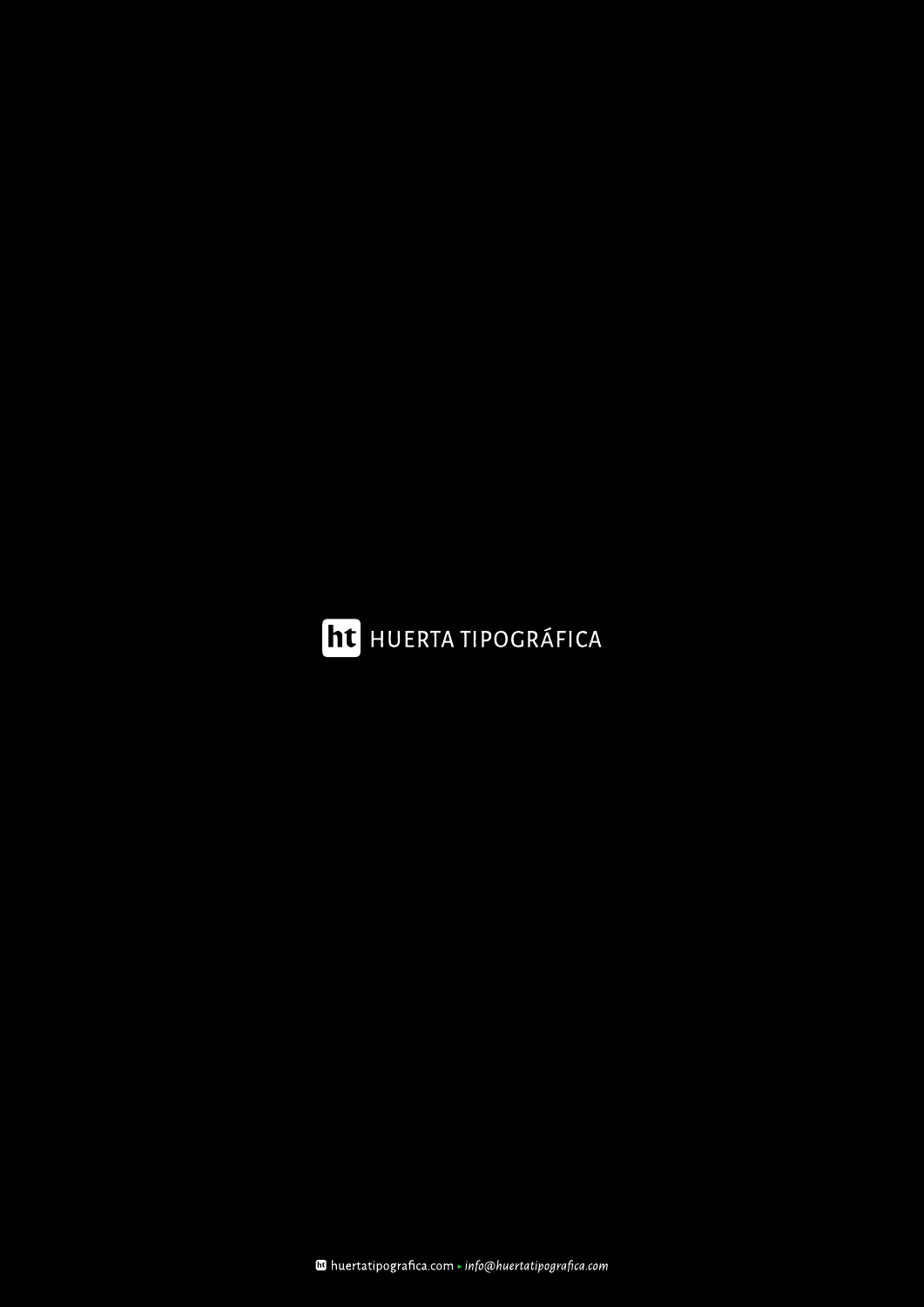ht HUERTA TIPOGRÁFICA

ht huertatipografica.com ▸ *info@huertatipografica.com*